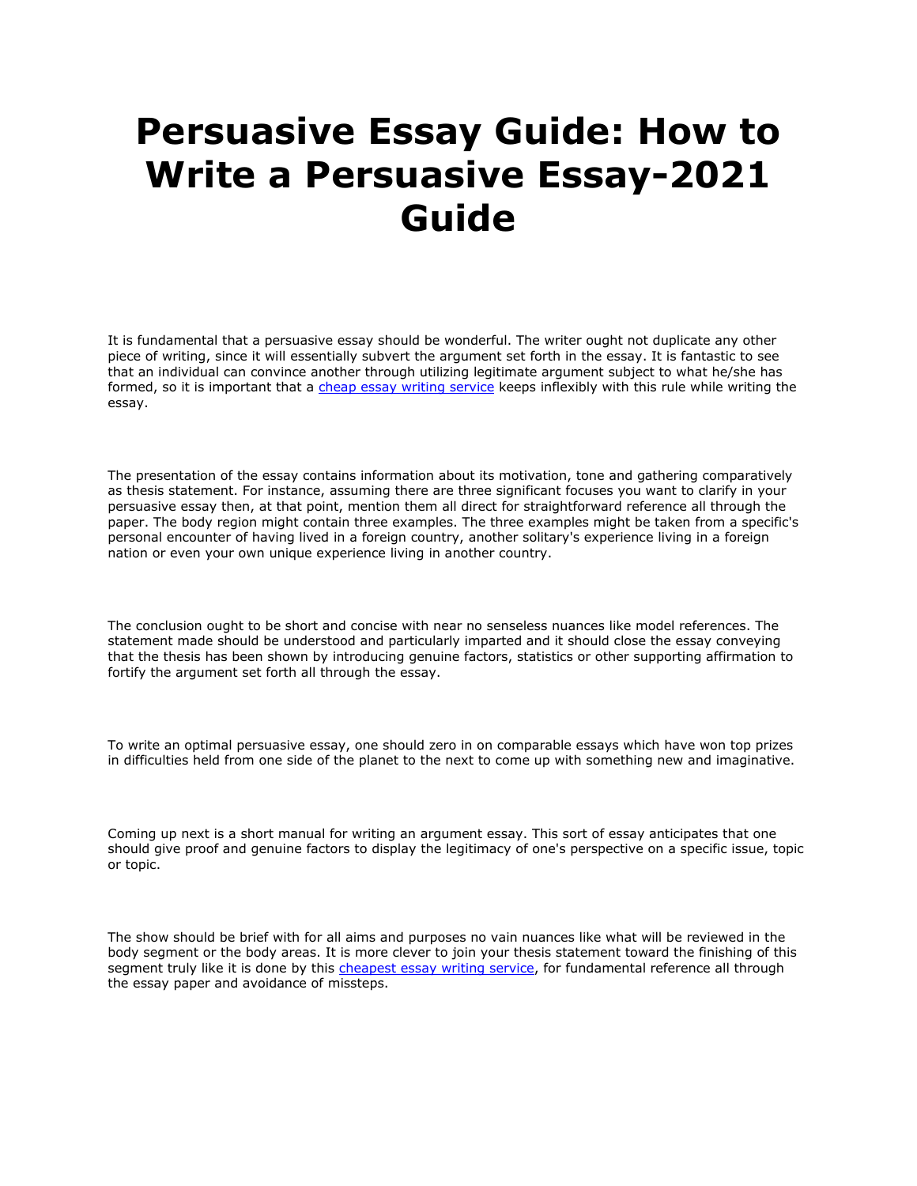# Persuasive Essay Guide: How to Write a Persuasive Essay-2021 Guide

It is fundamental that a persuasive essay should be wonderful. The writer ought not duplicate any other piece of writing, since it will essentially subvert the argument set forth in the essay. It is fantastic to see that an individual can convince another through utilizing legitimate argument subject to what he/she has formed, so it is important that a [cheap essay writing service]() keeps inflexibly with this rule while writing the essay.

The presentation of the essay contains information about its motivation, tone and gathering comparatively as thesis statement. For instance, assuming there are three significant focuses you want to clarify in your persuasive essay then, at that point, mention them all direct for straightforward reference all through the paper. The body region might contain three examples. The three examples might be taken from a specific's personal encounter of having lived in a foreign country, another solitary's experience living in a foreign nation or even your own unique experience living in another country.

The conclusion ought to be short and concise with near no senseless nuances like model references. The statement made should be understood and particularly imparted and it should close the essay conveying that the thesis has been shown by introducing genuine factors, statistics or other supporting affirmation to fortify the argument set forth all through the essay.

To write an optimal persuasive essay, one should zero in on comparable essays which have won top prizes in difficulties held from one side of the planet to the next to come up with something new and imaginative.

Coming up next is a short manual for writing an argument essay. This sort of essay anticipates that one should give proof and genuine factors to display the legitimacy of one's perspective on a specific issue, topic or topic.

The show should be brief with for all aims and purposes no vain nuances like what will be reviewed in the body segment or the body areas. It is more clever to join your thesis statement toward the finishing of this segment truly like it is done by this [cheapest essay writing service](), for fundamental reference all through the essay paper and avoidance of missteps.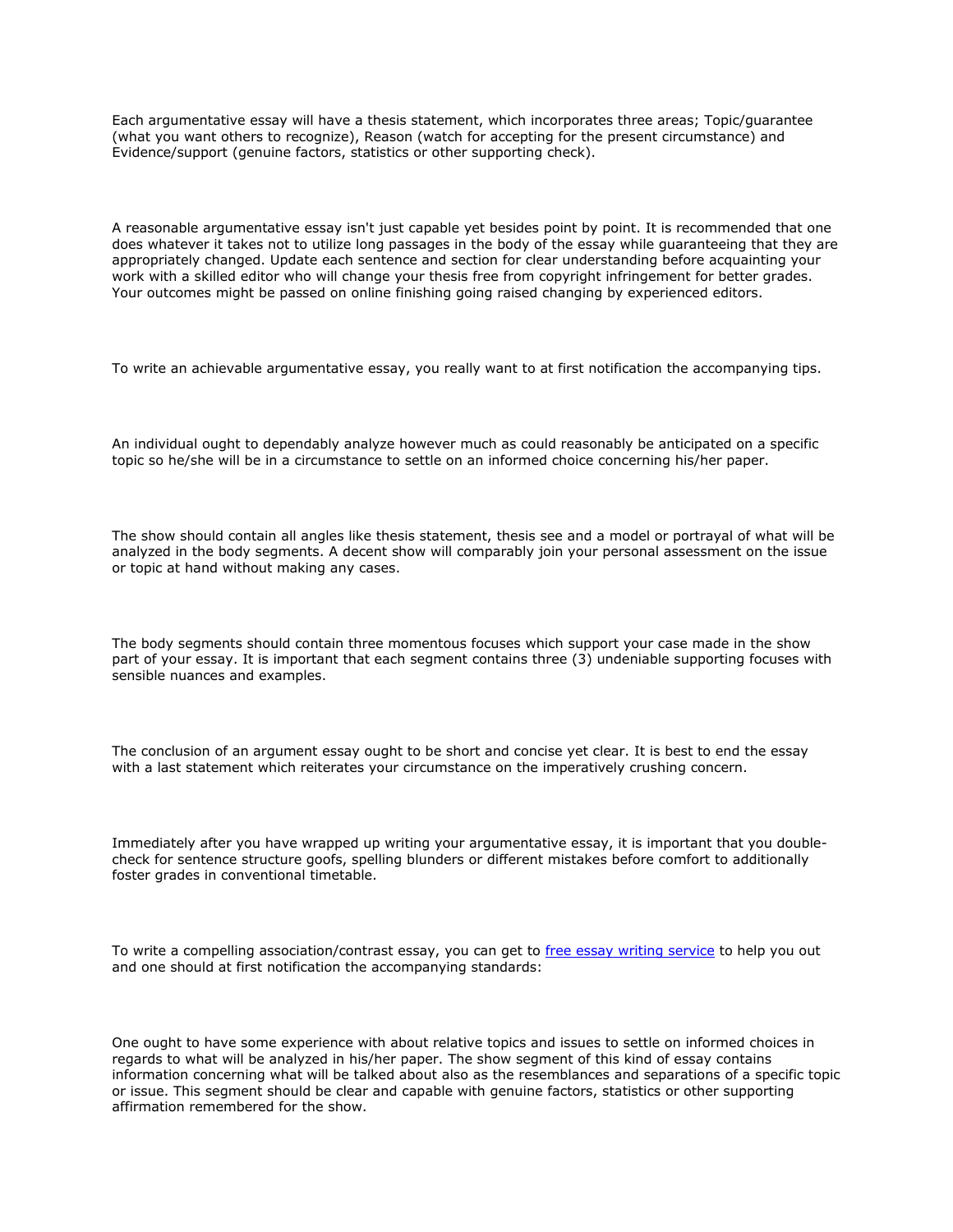Each argumentative essay will have a thesis statement, which incorporates three areas; Topic/guarantee (what you want others to recognize), Reason (watch for accepting for the present circumstance) and Evidence/support (genuine factors, statistics or other supporting check).

A reasonable argumentative essay isn't just capable yet besides point by point. It is recommended that one does whatever it takes not to utilize long passages in the body of the essay while guaranteeing that they are appropriately changed. Update each sentence and section for clear understanding before acquainting your work with a skilled editor who will change your thesis free from copyright infringement for better grades. Your outcomes might be passed on online finishing going raised changing by experienced editors.

To write an achievable argumentative essay, you really want to at first notification the accompanying tips.

An individual ought to dependably analyze however much as could reasonably be anticipated on a specific topic so he/she will be in a circumstance to settle on an informed choice concerning his/her paper.

The show should contain all angles like thesis statement, thesis see and a model or portrayal of what will be analyzed in the body segments. A decent show will comparably join your personal assessment on the issue or topic at hand without making any cases.

The body segments should contain three momentous focuses which support your case made in the show part of your essay. It is important that each segment contains three (3) undeniable supporting focuses with sensible nuances and examples.

The conclusion of an argument essay ought to be short and concise yet clear. It is best to end the essay with a last statement which reiterates your circumstance on the imperatively crushing concern.

Immediately after you have wrapped up writing your argumentative essay, it is important that you double-check for sentence structure goofs, spelling blunders or different mistakes before comfort to additionally foster grades in conventional timetable.

To write a compelling association/contrast essay, you can get to [free essay writing service]() to help you out and one should at first notification the accompanying standards:

One ought to have some experience with about relative topics and issues to settle on informed choices in regards to what will be analyzed in his/her paper. The show segment of this kind of essay contains information concerning what will be talked about also as the resemblances and separations of a specific topic or issue. This segment should be clear and capable with genuine factors, statistics or other supporting affirmation remembered for the show.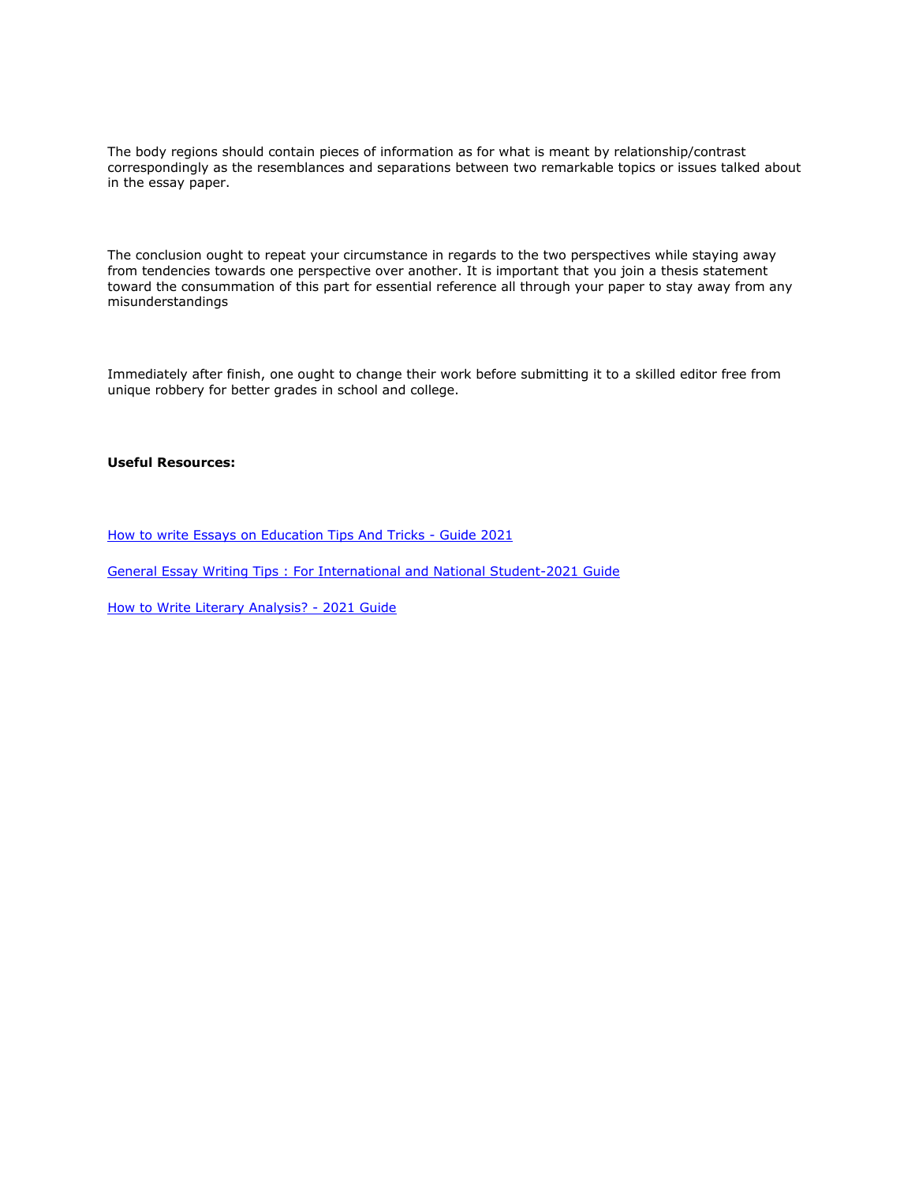The body regions should contain pieces of information as for what is meant by relationship/contrast correspondingly as the resemblances and separations between two remarkable topics or issues talked about in the essay paper.

The conclusion ought to repeat your circumstance in regards to the two perspectives while staying away from tendencies towards one perspective over another. It is important that you join a thesis statement toward the consummation of this part for essential reference all through your paper to stay away from any misunderstandings

Immediately after finish, one ought to change their work before submitting it to a skilled editor free from unique robbery for better grades in school and college.

**Useful Resources:**

How to write Essays on Education Tips And Tricks - Guide 2021

General Essay Writing Tips : For International and National Student-2021 Guide

How to Write Literary Analysis? - 2021 Guide